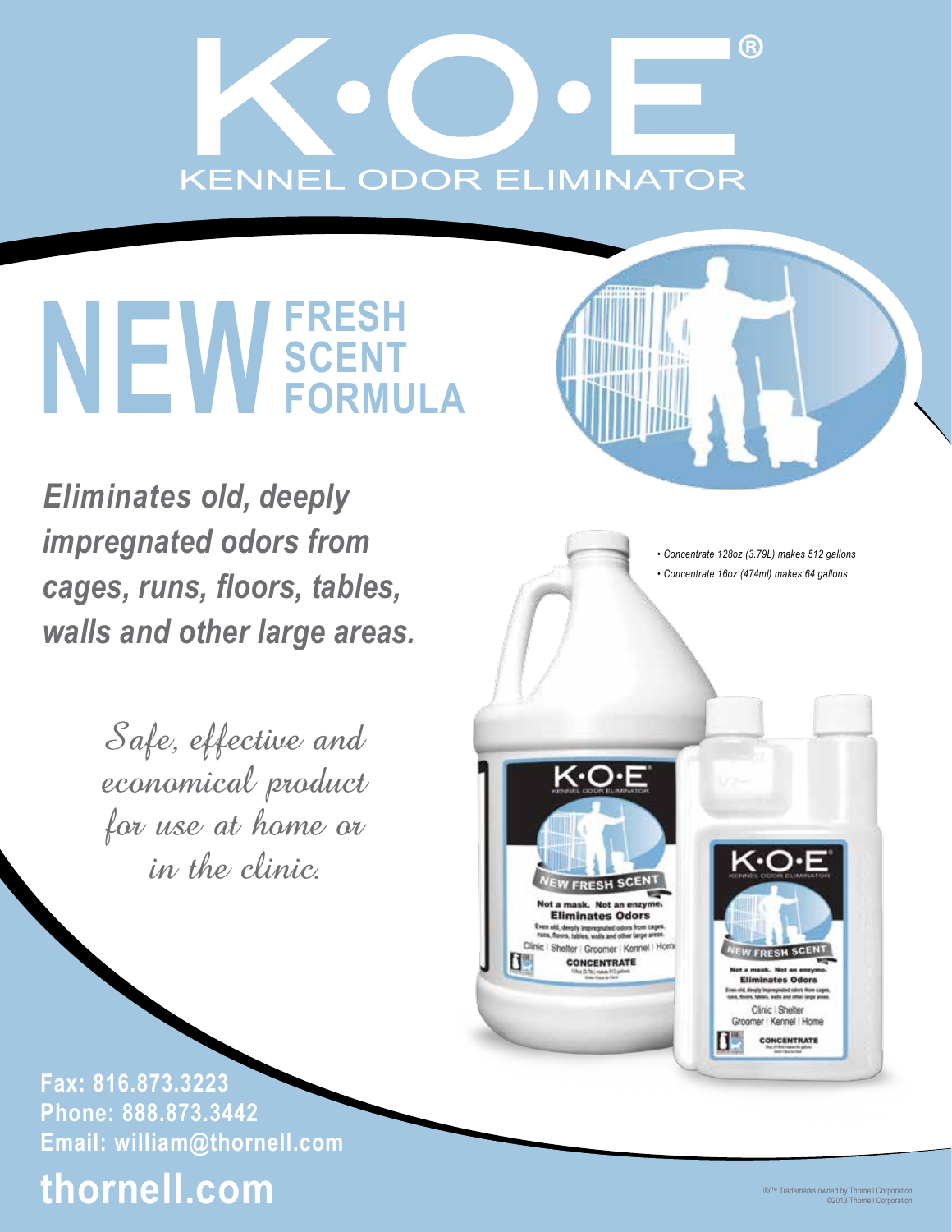# K•O•E®

## KENNEL ODOR ELIMINATOR

# NEW FRESH SCENT FORMULA

***Eliminates old, deeply impregnated odors from cages, runs, floors, tables, walls and other large areas.***

*Safe, effective and economical product for use at home or in the clinic.*

- *Concentrate 128oz (3.79L) makes 512 gallons*
- *Concentrate 16oz (474ml) makes 64 gallons*

**Fax: 816.873.3223**
**Phone: 888.873.3442**
**Email: william@thornell.com**

## thornell.com

®/™ Trademarks owned by Thornell Corporation
©2013 Thornell Corporation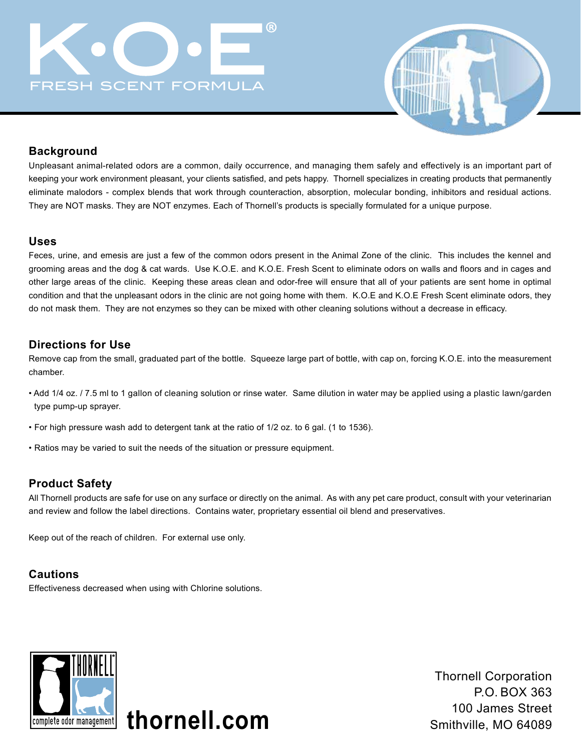# K•O•E®

FRESH SCENT FORMULA

## Background

Unpleasant animal-related odors are a common, daily occurrence, and managing them safely and effectively is an important part of keeping your work environment pleasant, your clients satisfied, and pets happy. Thornell specializes in creating products that permanently eliminate malodors - complex blends that work through counteraction, absorption, molecular bonding, inhibitors and residual actions. They are NOT masks. They are NOT enzymes. Each of Thornell's products is specially formulated for a unique purpose.

## Uses

Feces, urine, and emesis are just a few of the common odors present in the Animal Zone of the clinic. This includes the kennel and grooming areas and the dog & cat wards. Use K.O.E. and K.O.E. Fresh Scent to eliminate odors on walls and floors and in cages and other large areas of the clinic. Keeping these areas clean and odor-free will ensure that all of your patients are sent home in optimal condition and that the unpleasant odors in the clinic are not going home with them. K.O.E and K.O.E Fresh Scent eliminate odors, they do not mask them. They are not enzymes so they can be mixed with other cleaning solutions without a decrease in efficacy.

## Directions for Use

Remove cap from the small, graduated part of the bottle. Squeeze large part of bottle, with cap on, forcing K.O.E. into the measurement chamber.

- Add 1/4 oz. / 7.5 ml to 1 gallon of cleaning solution or rinse water. Same dilution in water may be applied using a plastic lawn/garden type pump-up sprayer.
- For high pressure wash add to detergent tank at the ratio of 1/2 oz. to 6 gal. (1 to 1536).
- Ratios may be varied to suit the needs of the situation or pressure equipment.

## Product Safety

All Thornell products are safe for use on any surface or directly on the animal. As with any pet care product, consult with your veterinarian and review and follow the label directions. Contains water, proprietary essential oil blend and preservatives.

Keep out of the reach of children. For external use only.

## Cautions

Effectiveness decreased when using with Chlorine solutions.

THORNELL®
complete odor management

**thornell.com**

Thornell Corporation
P.O. BOX 363
100 James Street
Smithville, MO 64089